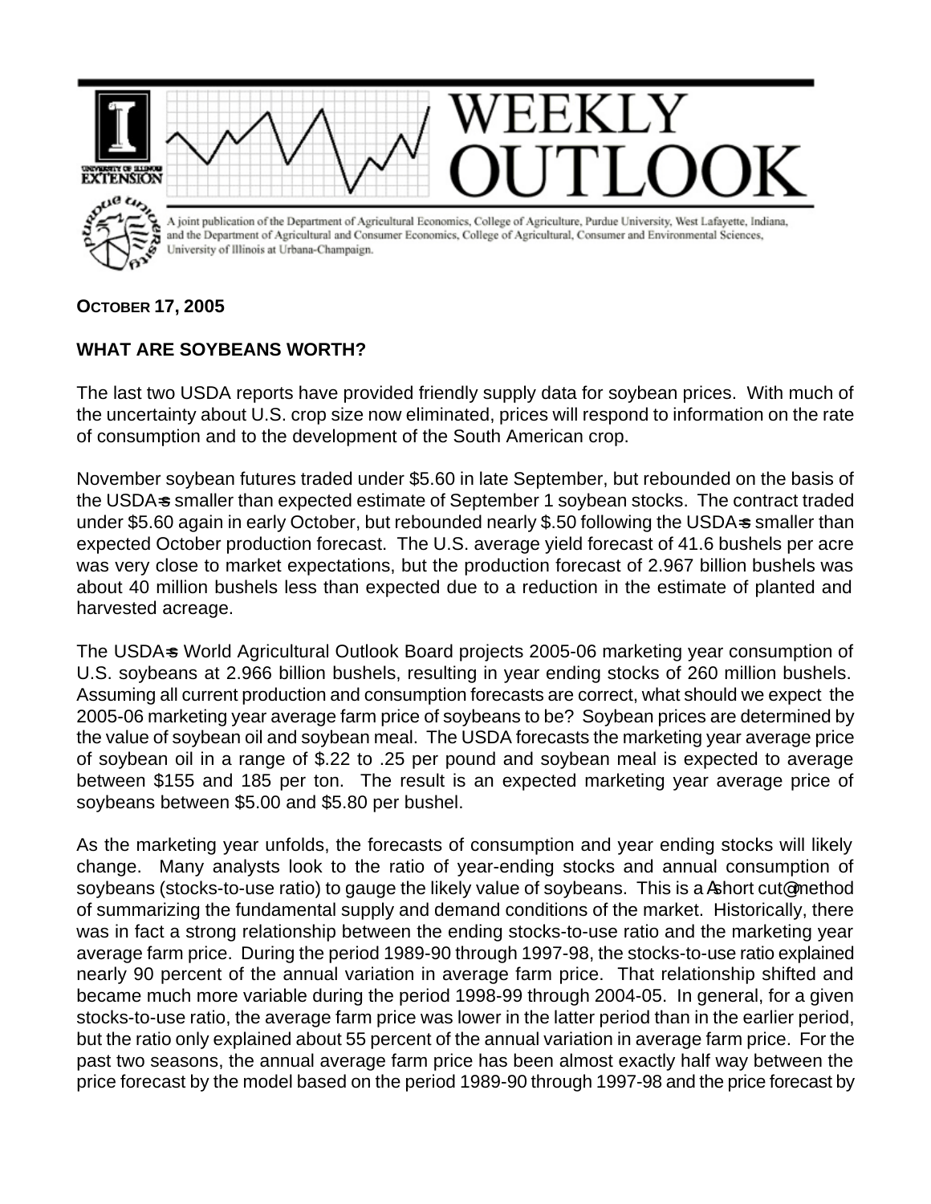# WEEKLY OUTLOOK

A joint publication of the Department of Agricultural Economics, College of Agriculture, Purdue University, West Lafayette, Indiana, and the Department of Agricultural and Consumer Economics, College of Agricultural, Consumer and Environmental Sciences, University of Illinois at Urbana-Champaign.

**OCTOBER 17, 2005**

## WHAT ARE SOYBEANS WORTH?

The last two USDA reports have provided friendly supply data for soybean prices. With much of the uncertainty about U.S. crop size now eliminated, prices will respond to information on the rate of consumption and to the development of the South American crop.

November soybean futures traded under $5.60 in late September, but rebounded on the basis of the USDA=s smaller than expected estimate of September 1 soybean stocks. The contract traded under $5.60 again in early October, but rebounded nearly $.50 following the USDA=s smaller than expected October production forecast. The U.S. average yield forecast of 41.6 bushels per acre was very close to market expectations, but the production forecast of 2.967 billion bushels was about 40 million bushels less than expected due to a reduction in the estimate of planted and harvested acreage.

The USDA=s World Agricultural Outlook Board projects 2005-06 marketing year consumption of U.S. soybeans at 2.966 billion bushels, resulting in year ending stocks of 260 million bushels. Assuming all current production and consumption forecasts are correct, what should we expect the 2005-06 marketing year average farm price of soybeans to be? Soybean prices are determined by the value of soybean oil and soybean meal. The USDA forecasts the marketing year average price of soybean oil in a range of $.22 to .25 per pound and soybean meal is expected to average between $155 and 185 per ton. The result is an expected marketing year average price of soybeans between $5.00 and $5.80 per bushel.

As the marketing year unfolds, the forecasts of consumption and year ending stocks will likely change. Many analysts look to the ratio of year-ending stocks and annual consumption of soybeans (stocks-to-use ratio) to gauge the likely value of soybeans. This is a Ashort cut@ method of summarizing the fundamental supply and demand conditions of the market. Historically, there was in fact a strong relationship between the ending stocks-to-use ratio and the marketing year average farm price. During the period 1989-90 through 1997-98, the stocks-to-use ratio explained nearly 90 percent of the annual variation in average farm price. That relationship shifted and became much more variable during the period 1998-99 through 2004-05. In general, for a given stocks-to-use ratio, the average farm price was lower in the latter period than in the earlier period, but the ratio only explained about 55 percent of the annual variation in average farm price. For the past two seasons, the annual average farm price has been almost exactly half way between the price forecast by the model based on the period 1989-90 through 1997-98 and the price forecast by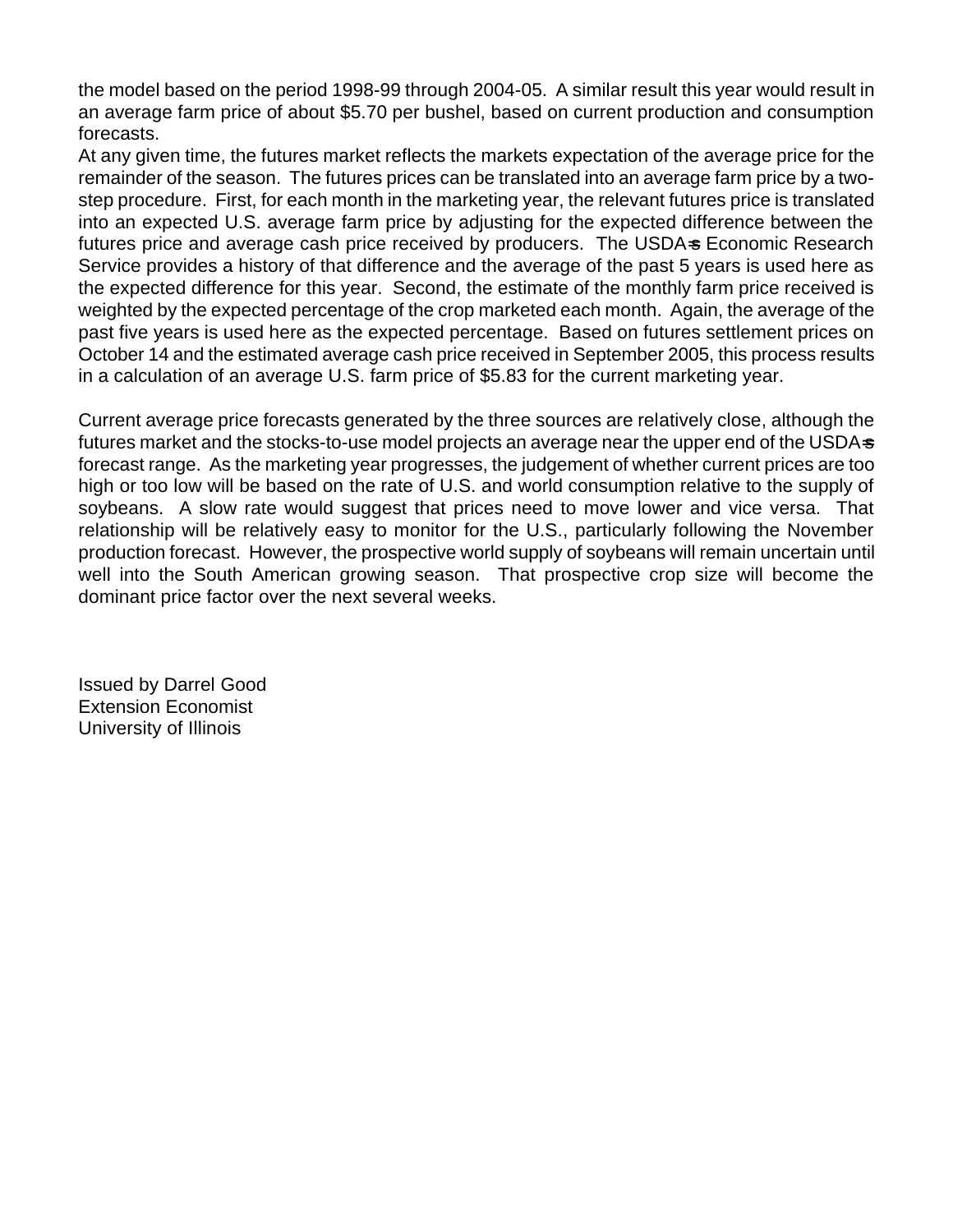the model based on the period 1998-99 through 2004-05. A similar result this year would result in an average farm price of about $5.70 per bushel, based on current production and consumption forecasts.

At any given time, the futures market reflects the markets expectation of the average price for the remainder of the season. The futures prices can be translated into an average farm price by a two-step procedure. First, for each month in the marketing year, the relevant futures price is translated into an expected U.S. average farm price by adjusting for the expected difference between the futures price and average cash price received by producers. The USDA=s Economic Research Service provides a history of that difference and the average of the past 5 years is used here as the expected difference for this year. Second, the estimate of the monthly farm price received is weighted by the expected percentage of the crop marketed each month. Again, the average of the past five years is used here as the expected percentage. Based on futures settlement prices on October 14 and the estimated average cash price received in September 2005, this process results in a calculation of an average U.S. farm price of $5.83 for the current marketing year.

Current average price forecasts generated by the three sources are relatively close, although the futures market and the stocks-to-use model projects an average near the upper end of the USDA=s forecast range. As the marketing year progresses, the judgement of whether current prices are too high or too low will be based on the rate of U.S. and world consumption relative to the supply of soybeans. A slow rate would suggest that prices need to move lower and vice versa. That relationship will be relatively easy to monitor for the U.S., particularly following the November production forecast. However, the prospective world supply of soybeans will remain uncertain until well into the South American growing season. That prospective crop size will become the dominant price factor over the next several weeks.

Issued by Darrel Good
Extension Economist
University of Illinois